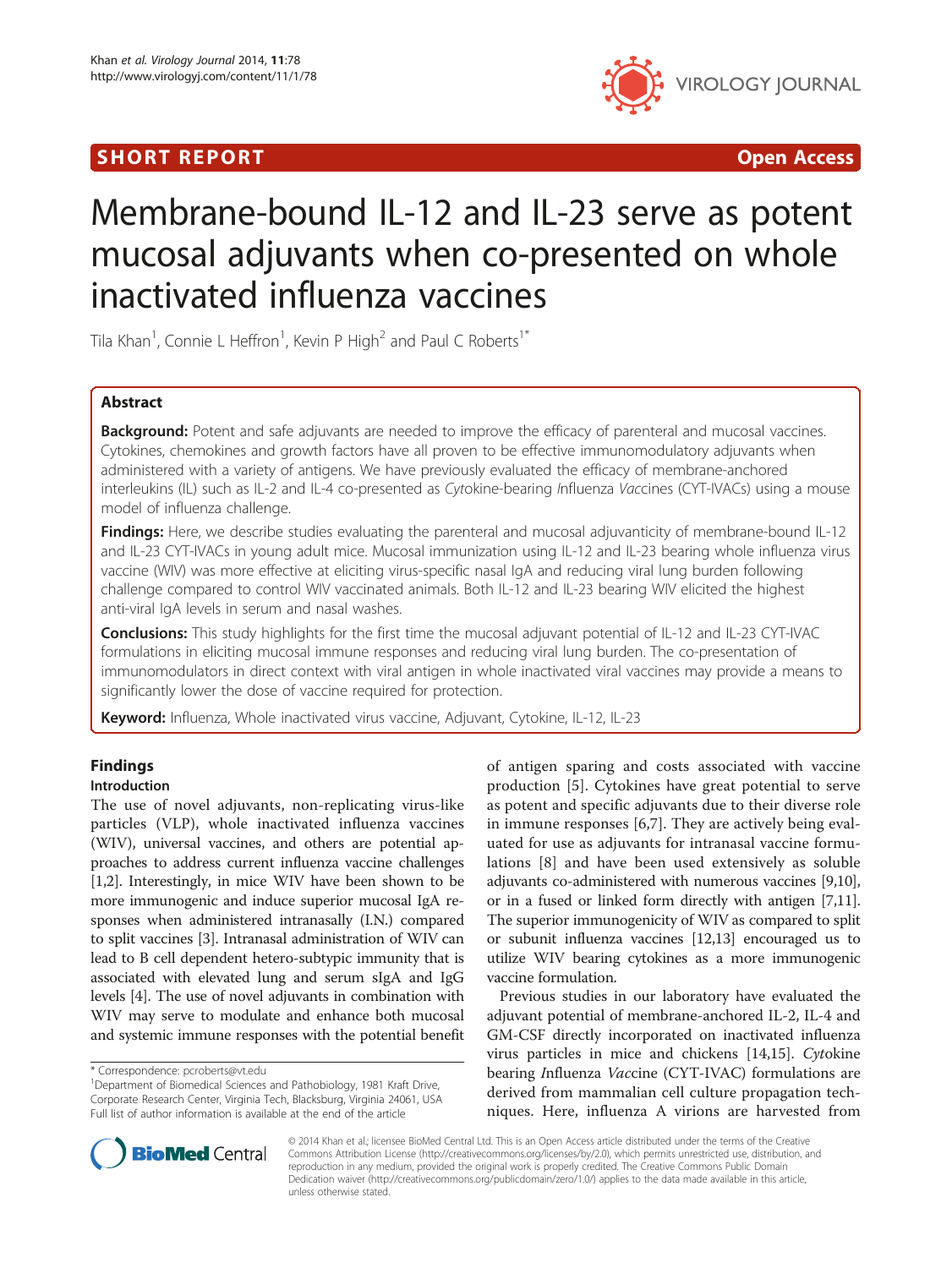SHORT REPORT

Open Access

# Membrane-bound IL-12 and IL-23 serve as potent mucosal adjuvants when co-presented on whole inactivated influenza vaccines

Tila Khan[1], Connie L Heffron[1], Kevin P High[2] and Paul C Roberts[1*]

## Abstract

**Background:** Potent and safe adjuvants are needed to improve the efficacy of parenteral and mucosal vaccines. Cytokines, chemokines and growth factors have all proven to be effective immunomodulatory adjuvants when administered with a variety of antigens. We have previously evaluated the efficacy of membrane-anchored interleukins (IL) such as IL-2 and IL-4 co-presented as *Cyt*okine-bearing *I*nfluenza *Vac*cines (CYT-IVACs) using a mouse model of influenza challenge.

**Findings:** Here, we describe studies evaluating the parenteral and mucosal adjuvanticity of membrane-bound IL-12 and IL-23 CYT-IVACs in young adult mice. Mucosal immunization using IL-12 and IL-23 bearing whole influenza virus vaccine (WIV) was more effective at eliciting virus-specific nasal IgA and reducing viral lung burden following challenge compared to control WIV vaccinated animals. Both IL-12 and IL-23 bearing WIV elicited the highest anti-viral IgA levels in serum and nasal washes.

**Conclusions:** This study highlights for the first time the mucosal adjuvant potential of IL-12 and IL-23 CYT-IVAC formulations in eliciting mucosal immune responses and reducing viral lung burden. The co-presentation of immunomodulators in direct context with viral antigen in whole inactivated viral vaccines may provide a means to significantly lower the dose of vaccine required for protection.

**Keyword:** Influenza, Whole inactivated virus vaccine, Adjuvant, Cytokine, IL-12, IL-23

## Findings

### Introduction

The use of novel adjuvants, non-replicating virus-like particles (VLP), whole inactivated influenza vaccines (WIV), universal vaccines, and others are potential approaches to address current influenza vaccine challenges [1,2]. Interestingly, in mice WIV have been shown to be more immunogenic and induce superior mucosal IgA responses when administered intranasally (I.N.) compared to split vaccines [3]. Intranasal administration of WIV can lead to B cell dependent hetero-subtypic immunity that is associated with elevated lung and serum sIgA and IgG levels [4]. The use of novel adjuvants in combination with WIV may serve to modulate and enhance both mucosal and systemic immune responses with the potential benefit of antigen sparing and costs associated with vaccine production [5]. Cytokines have great potential to serve as potent and specific adjuvants due to their diverse role in immune responses [6,7]. They are actively being evaluated for use as adjuvants for intranasal vaccine formulations [8] and have been used extensively as soluble adjuvants co-administered with numerous vaccines [9,10], or in a fused or linked form directly with antigen [7,11]. The superior immunogenicity of WIV as compared to split or subunit influenza vaccines [12,13] encouraged us to utilize WIV bearing cytokines as a more immunogenic vaccine formulation.

Previous studies in our laboratory have evaluated the adjuvant potential of membrane-anchored IL-2, IL-4 and GM-CSF directly incorporated on inactivated influenza virus particles in mice and chickens [14,15]. *Cyt*okine bearing *I*nfluenza *Vac*cine (CYT-IVAC) formulations are derived from mammalian cell culture propagation techniques. Here, influenza A virions are harvested from

\* Correspondence: pcroberts@vt.edu
[1]Department of Biomedical Sciences and Pathobiology, 1981 Kraft Drive, Corporate Research Center, Virginia Tech, Blacksburg, Virginia 24061, USA
Full list of author information is available at the end of the article

© 2014 Khan et al.; licensee BioMed Central Ltd. This is an Open Access article distributed under the terms of the Creative Commons Attribution License (http://creativecommons.org/licenses/by/2.0), which permits unrestricted use, distribution, and reproduction in any medium, provided the original work is properly credited. The Creative Commons Public Domain Dedication waiver (http://creativecommons.org/publicdomain/zero/1.0/) applies to the data made available in this article, unless otherwise stated.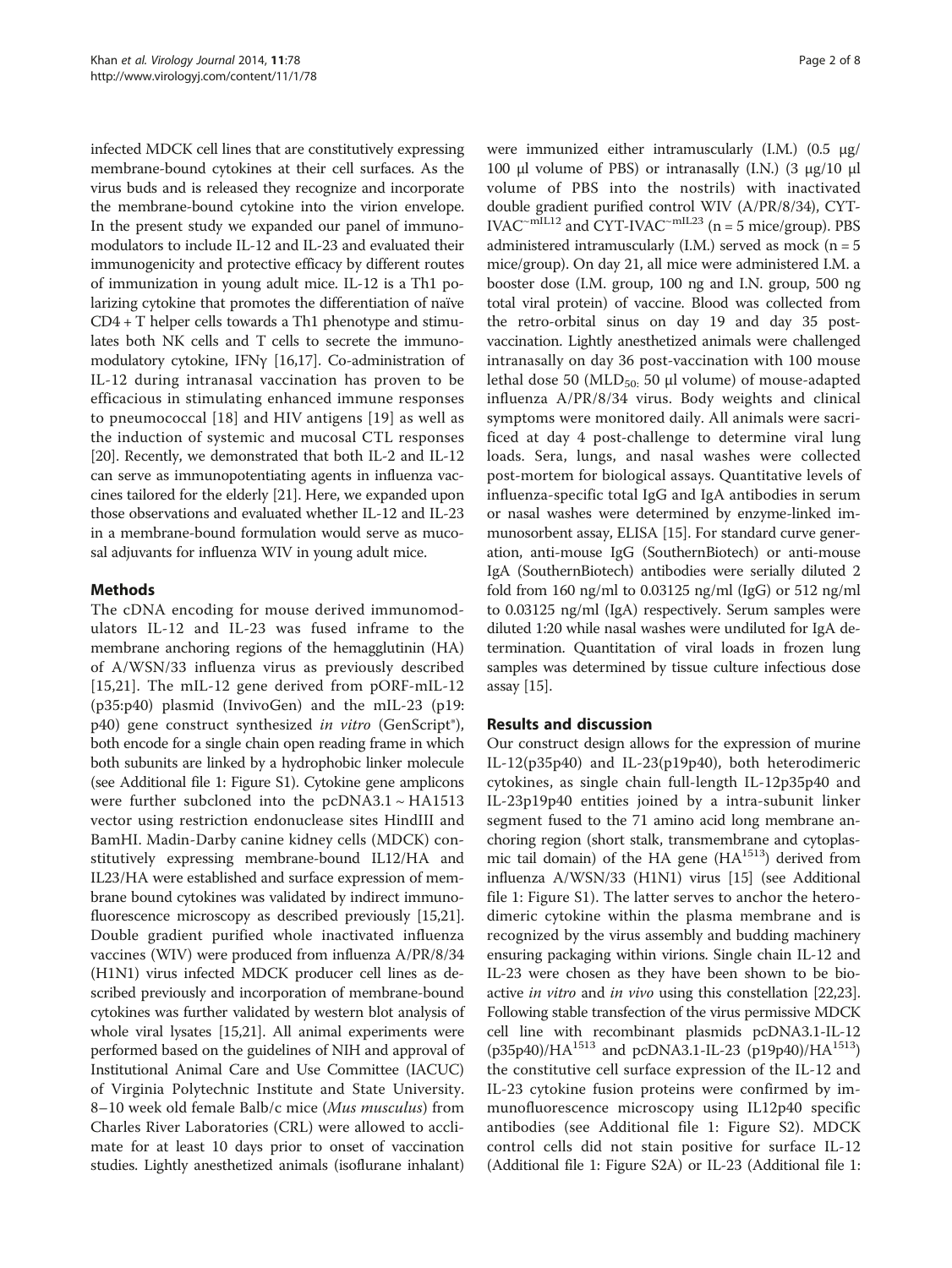infected MDCK cell lines that are constitutively expressing membrane-bound cytokines at their cell surfaces. As the virus buds and is released they recognize and incorporate the membrane-bound cytokine into the virion envelope. In the present study we expanded our panel of immunomodulators to include IL-12 and IL-23 and evaluated their immunogenicity and protective efficacy by different routes of immunization in young adult mice. IL-12 is a Th1 polarizing cytokine that promotes the differentiation of naïve CD4 + T helper cells towards a Th1 phenotype and stimulates both NK cells and T cells to secrete the immunomodulatory cytokine, IFNγ [16,17]. Co-administration of IL-12 during intranasal vaccination has proven to be efficacious in stimulating enhanced immune responses to pneumococcal [18] and HIV antigens [19] as well as the induction of systemic and mucosal CTL responses [20]. Recently, we demonstrated that both IL-2 and IL-12 can serve as immunopotentiating agents in influenza vaccines tailored for the elderly [21]. Here, we expanded upon those observations and evaluated whether IL-12 and IL-23 in a membrane-bound formulation would serve as mucosal adjuvants for influenza WIV in young adult mice.

## Methods

The cDNA encoding for mouse derived immunomodulators IL-12 and IL-23 was fused inframe to the membrane anchoring regions of the hemagglutinin (HA) of A/WSN/33 influenza virus as previously described [15,21]. The mIL-12 gene derived from pORF-mIL-12 (p35:p40) plasmid (InvivoGen) and the mIL-23 (p19: p40) gene construct synthesized *in vitro* (GenScript®), both encode for a single chain open reading frame in which both subunits are linked by a hydrophobic linker molecule (see Additional file 1: Figure S1). Cytokine gene amplicons were further subcloned into the pcDNA3.1 ~ HA1513 vector using restriction endonuclease sites HindIII and BamHI. Madin-Darby canine kidney cells (MDCK) constitutively expressing membrane-bound IL12/HA and IL23/HA were established and surface expression of membrane bound cytokines was validated by indirect immunofluorescence microscopy as described previously [15,21]. Double gradient purified whole inactivated influenza vaccines (WIV) were produced from influenza A/PR/8/34 (H1N1) virus infected MDCK producer cell lines as described previously and incorporation of membrane-bound cytokines was further validated by western blot analysis of whole viral lysates [15,21]. All animal experiments were performed based on the guidelines of NIH and approval of Institutional Animal Care and Use Committee (IACUC) of Virginia Polytechnic Institute and State University. 8–10 week old female Balb/c mice (*Mus musculus*) from Charles River Laboratories (CRL) were allowed to acclimate for at least 10 days prior to onset of vaccination studies. Lightly anesthetized animals (isoflurane inhalant) were immunized either intramuscularly (I.M.) (0.5 μg/ 100 μl volume of PBS) or intranasally (I.N.) (3 μg/10 μl volume of PBS into the nostrils) with inactivated double gradient purified control WIV (A/PR/8/34), CYT-IVAC$^{\sim mIL12}$ and CYT-IVAC$^{\sim mIL23}$ (n = 5 mice/group). PBS administered intramuscularly (I.M.) served as mock (n = 5 mice/group). On day 21, all mice were administered I.M. a booster dose (I.M. group, 100 ng and I.N. group, 500 ng total viral protein) of vaccine. Blood was collected from the retro-orbital sinus on day 19 and day 35 post-vaccination. Lightly anesthetized animals were challenged intranasally on day 36 post-vaccination with 100 mouse lethal dose 50 ($MLD_{50;}$ 50 μl volume) of mouse-adapted influenza A/PR/8/34 virus. Body weights and clinical symptoms were monitored daily. All animals were sacrificed at day 4 post-challenge to determine viral lung loads. Sera, lungs, and nasal washes were collected post-mortem for biological assays. Quantitative levels of influenza-specific total IgG and IgA antibodies in serum or nasal washes were determined by enzyme-linked immunosorbent assay, ELISA [15]. For standard curve generation, anti-mouse IgG (SouthernBiotech) or anti-mouse IgA (SouthernBiotech) antibodies were serially diluted 2 fold from 160 ng/ml to 0.03125 ng/ml (IgG) or 512 ng/ml to 0.03125 ng/ml (IgA) respectively. Serum samples were diluted 1:20 while nasal washes were undiluted for IgA determination. Quantitation of viral loads in frozen lung samples was determined by tissue culture infectious dose assay [15].

## Results and discussion

Our construct design allows for the expression of murine IL-12(p35p40) and IL-23(p19p40), both heterodimeric cytokines, as single chain full-length IL-12p35p40 and IL-23p19p40 entities joined by a intra-subunit linker segment fused to the 71 amino acid long membrane anchoring region (short stalk, transmembrane and cytoplasmic tail domain) of the HA gene ($HA^{1513}$) derived from influenza A/WSN/33 (H1N1) virus [15] (see Additional file 1: Figure S1). The latter serves to anchor the heterodimeric cytokine within the plasma membrane and is recognized by the virus assembly and budding machinery ensuring packaging within virions. Single chain IL-12 and IL-23 were chosen as they have been shown to be bioactive *in vitro* and *in vivo* using this constellation [22,23]. Following stable transfection of the virus permissive MDCK cell line with recombinant plasmids pcDNA3.1-IL-12 (p35p40)/$HA^{1513}$ and pcDNA3.1-IL-23 (p19p40)/$HA^{1513}$) the constitutive cell surface expression of the IL-12 and IL-23 cytokine fusion proteins were confirmed by immunofluorescence microscopy using IL12p40 specific antibodies (see Additional file 1: Figure S2). MDCK control cells did not stain positive for surface IL-12 (Additional file 1: Figure S2A) or IL-23 (Additional file 1: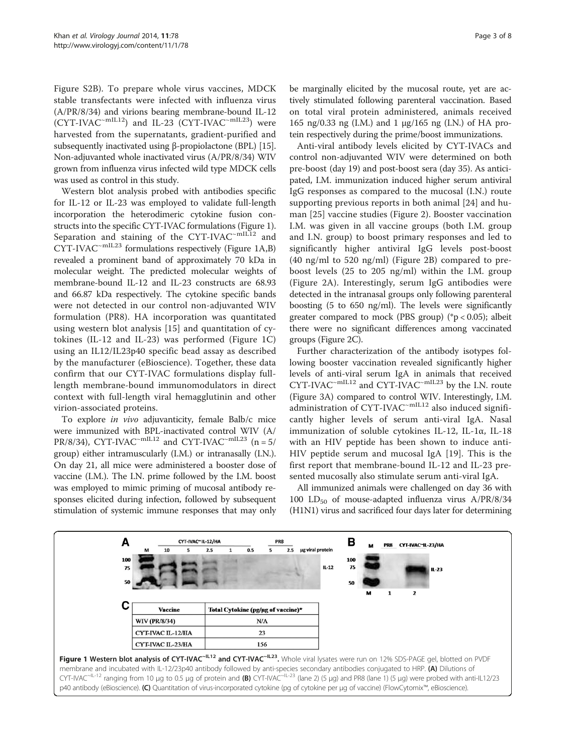Figure S2B). To prepare whole virus vaccines, MDCK stable transfectants were infected with influenza virus (A/PR/8/34) and virions bearing membrane-bound IL-12 (CYT-IVAC$^{\sim mIL12}$) and IL-23 (CYT-IVAC$^{\sim mIL23}$) were harvested from the supernatants, gradient-purified and subsequently inactivated using β-propiolactone (BPL) [15]. Non-adjuvanted whole inactivated virus (A/PR/8/34) WIV grown from influenza virus infected wild type MDCK cells was used as control in this study.

Western blot analysis probed with antibodies specific for IL-12 or IL-23 was employed to validate full-length incorporation the heterodimeric cytokine fusion constructs into the specific CYT-IVAC formulations (Figure 1). Separation and staining of the CYT-IVAC$^{\sim mIL12}$ and CYT-IVAC$^{\sim mIL23}$ formulations respectively (Figure 1A,B) revealed a prominent band of approximately 70 kDa in molecular weight. The predicted molecular weights of membrane-bound IL-12 and IL-23 constructs are 68.93 and 66.87 kDa respectively. The cytokine specific bands were not detected in our control non-adjuvanted WIV formulation (PR8). HA incorporation was quantitated using western blot analysis [15] and quantitation of cytokines (IL-12 and IL-23) was performed (Figure 1C) using an IL12/IL23p40 specific bead assay as described by the manufacturer (eBioscience). Together, these data confirm that our CYT-IVAC formulations display full-length membrane-bound immunomodulators in direct context with full-length viral hemagglutinin and other virion-associated proteins.

To explore *in vivo* adjuvanticity, female Balb/c mice were immunized with BPL-inactivated control WIV (A/PR/8/34), CYT-IVAC$^{\sim mIL12}$ and CYT-IVAC$^{\sim mIL23}$ (n = 5/group) either intramuscularly (I.M.) or intranasally (I.N.). On day 21, all mice were administered a booster dose of vaccine (I.M.). The I.N. prime followed by the I.M. boost was employed to mimic priming of mucosal antibody responses elicited during infection, followed by subsequent stimulation of systemic immune responses that may only be marginally elicited by the mucosal route, yet are actively stimulated following parenteral vaccination. Based on total viral protein administered, animals received 165 ng/0.33 ng (I.M.) and 1 μg/165 ng (I.N.) of HA protein respectively during the prime/boost immunizations.

Anti-viral antibody levels elicited by CYT-IVACs and control non-adjuvanted WIV were determined on both pre-boost (day 19) and post-boost sera (day 35). As anticipated, I.M. immunization induced higher serum antiviral IgG responses as compared to the mucosal (I.N.) route supporting previous reports in both animal [24] and human [25] vaccine studies (Figure 2). Booster vaccination I.M. was given in all vaccine groups (both I.M. group and I.N. group) to boost primary responses and led to significantly higher antiviral IgG levels post-boost (40 ng/ml to 520 ng/ml) (Figure 2B) compared to pre-boost levels (25 to 205 ng/ml) within the I.M. group (Figure 2A). Interestingly, serum IgG antibodies were detected in the intranasal groups only following parenteral boosting (5 to 650 ng/ml). The levels were significantly greater compared to mock (PBS group) (*$p < 0.05$); albeit there were no significant differences among vaccinated groups (Figure 2C).

Further characterization of the antibody isotypes following booster vaccination revealed significantly higher levels of anti-viral serum IgA in animals that received CYT-IVAC$^{\sim mIL12}$ and CYT-IVAC$^{\sim mIL23}$ by the I.N. route (Figure 3A) compared to control WIV. Interestingly, I.M. administration of CYT-IVAC$^{\sim mIL12}$ also induced significantly higher levels of serum anti-viral IgA. Nasal immunization of soluble cytokines IL-12, IL-1α, IL-18 with an HIV peptide has been shown to induce anti-HIV peptide serum and mucosal IgA [19]. This is the first report that membrane-bound IL-12 and IL-23 presented mucosally also stimulate serum anti-viral IgA.

All immunized animals were challenged on day 36 with 100 $LD_{50}$ of mouse-adapted influenza virus A/PR/8/34 (H1N1) virus and sacrificed four days later for determining

| Vaccine | Total Cytokine (pg/μg of vaccine)* |
| --- | --- |
| WIV (PR/8/34) | N/A |
| CYT-IVAC IL-12/HA | 23 |
| CYT-IVAC IL-23/HA | 156 |

**Figure 1 Western blot analysis of CYT-IVAC$^{\sim IL12}$ and CYT-IVAC$^{\sim IL23}$.** Whole viral lysates were run on 12% SDS-PAGE gel, blotted on PVDF membrane and incubated with IL-12/23p40 antibody followed by anti-species secondary antibodies conjugated to HRP. **(A)** Dilutions of CYT-IVAC$^{\sim IL-12}$ ranging from 10 μg to 0.5 μg of protein and **(B)** CYT-IVAC$^{\sim IL-23}$ (lane 2) (5 μg) and PR8 (lane 1) (5 μg) were probed with anti-IL12/23 p40 antibody (eBioscience). **(C)** Quantitation of virus-incorporated cytokine (pg of cytokine per μg of vaccine) (FlowCytomix™, eBioscience).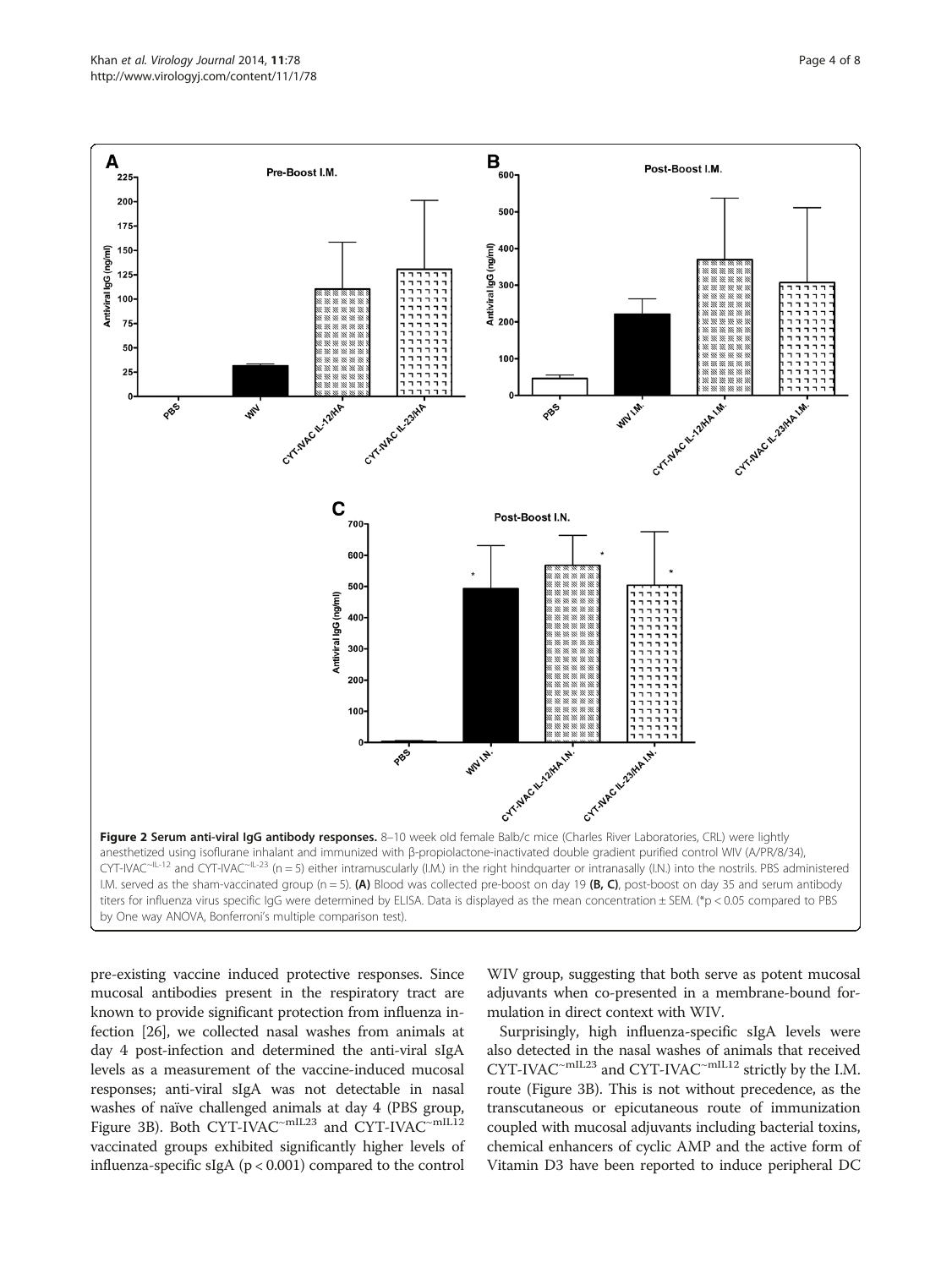**Figure 2 Serum anti-viral IgG antibody responses.** 8–10 week old female Balb/c mice (Charles River Laboratories, CRL) were lightly anesthetized using isoflurane inhalant and immunized with β-propiolactone-inactivated double gradient purified control WIV (A/PR/8/34), CYT-IVAC$^{\sim IL-12}$ and CYT-IVAC$^{\sim IL-23}$ (n = 5) either intramuscularly (I.M.) in the right hindquarter or intranasally (I.N.) into the nostrils. PBS administered I.M. served as the sham-vaccinated group (n = 5). **(A)** Blood was collected pre-boost on day 19 **(B, C)**, post-boost on day 35 and serum antibody titers for influenza virus specific IgG were determined by ELISA. Data is displayed as the mean concentration ± SEM. (*p < 0.05 compared to PBS by One way ANOVA, Bonferroni's multiple comparison test).

pre-existing vaccine induced protective responses. Since mucosal antibodies present in the respiratory tract are known to provide significant protection from influenza infection [26], we collected nasal washes from animals at day 4 post-infection and determined the anti-viral sIgA levels as a measurement of the vaccine-induced mucosal responses; anti-viral sIgA was not detectable in nasal washes of naïve challenged animals at day 4 (PBS group, Figure 3B). Both CYT-IVAC$^{\sim mIL23}$ and CYT-IVAC$^{\sim mIL12}$ vaccinated groups exhibited significantly higher levels of influenza-specific sIgA ($p < 0.001$) compared to the control WIV group, suggesting that both serve as potent mucosal adjuvants when co-presented in a membrane-bound formulation in direct context with WIV.

Surprisingly, high influenza-specific sIgA levels were also detected in the nasal washes of animals that received CYT-IVAC$^{\sim mIL23}$ and CYT-IVAC$^{\sim mIL12}$ strictly by the I.M. route (Figure 3B). This is not without precedence, as the transcutaneous or epicutaneous route of immunization coupled with mucosal adjuvants including bacterial toxins, chemical enhancers of cyclic AMP and the active form of Vitamin D3 have been reported to induce peripheral DC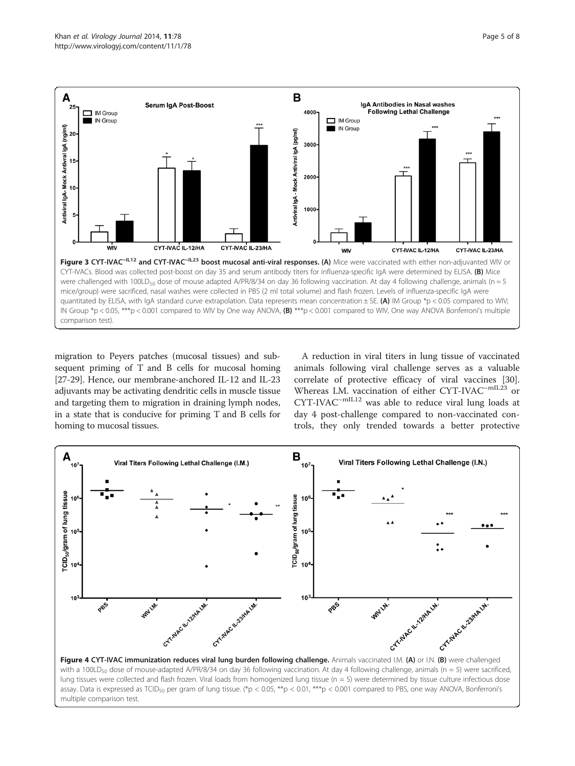**Figure 3 CYT-IVAC$^{\sim IL12}$ and CYT-IVAC$^{\sim IL23}$ boost mucosal anti-viral responses.** **(A)** Mice were vaccinated with either non-adjuvanted WIV or CYT-IVACs. Blood was collected post-boost on day 35 and serum antibody titers for influenza-specific IgA were determined by ELISA. **(B)** Mice were challenged with $100LD_{50}$ dose of mouse adapted A/PR/8/34 on day 36 following vaccination. At day 4 following challenge, animals (n = 5 mice/group) were sacrificed, nasal washes were collected in PBS (2 ml total volume) and flash frozen. Levels of influenza-specific IgA were quantitated by ELISA, with IgA standard curve extrapolation. Data represents mean concentration ± SE. **(A)** IM Group \*p < 0.05 compared to WIV; IN Group \*p < 0.05, \*\*\*p < 0.001 compared to WIV by One way ANOVA, **(B)** \*\*\*p < 0.001 compared to WIV, One way ANOVA Bonferroni's multiple comparison test).

migration to Peyers patches (mucosal tissues) and subsequent priming of T and B cells for mucosal homing [27-29]. Hence, our membrane-anchored IL-12 and IL-23 adjuvants may be activating dendritic cells in muscle tissue and targeting them to migration in draining lymph nodes, in a state that is conducive for priming T and B cells for homing to mucosal tissues.

A reduction in viral titers in lung tissue of vaccinated animals following viral challenge serves as a valuable correlate of protective efficacy of viral vaccines [30]. Whereas I.M. vaccination of either CYT-IVAC$^{\sim mIL23}$ or CYT-IVAC$^{\sim mIL12}$ was able to reduce viral lung loads at day 4 post-challenge compared to non-vaccinated controls, they only trended towards a better protective

**Figure 4 CYT-IVAC immunization reduces viral lung burden following challenge.** Animals vaccinated I.M. **(A)** or I.N. **(B)** were challenged with a $100LD_{50}$ dose of mouse-adapted A/PR/8/34 on day 36 following vaccination. At day 4 following challenge, animals (n = 5) were sacrificed, lung tissues were collected and flash frozen. Viral loads from homogenized lung tissue (n = 5) were determined by tissue culture infectious dose assay. Data is expressed as $TCID_{50}$ per gram of lung tissue. (\*p < 0.05, \*\*p < 0.01, \*\*\*p < 0.001 compared to PBS, one way ANOVA, Bonferroni's multiple comparison test.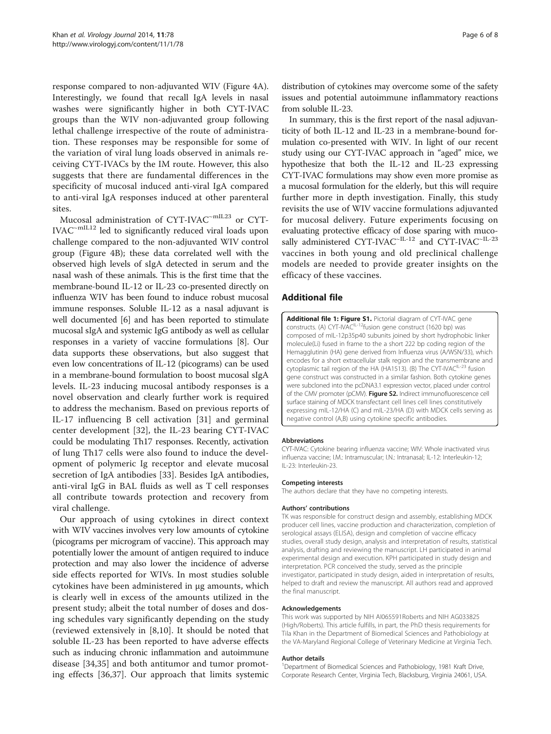response compared to non-adjuvanted WIV (Figure 4A). Interestingly, we found that recall IgA levels in nasal washes were significantly higher in both CYT-IVAC groups than the WIV non-adjuvanted group following lethal challenge irrespective of the route of administration. These responses may be responsible for some of the variation of viral lung loads observed in animals receiving CYT-IVACs by the IM route. However, this also suggests that there are fundamental differences in the specificity of mucosal induced anti-viral IgA compared to anti-viral IgA responses induced at other parenteral sites.

Mucosal administration of CYT-IVAC$^{\sim mIL23}$ or CYT-IVAC$^{\sim mIL12}$ led to significantly reduced viral loads upon challenge compared to the non-adjuvanted WIV control group (Figure 4B); these data correlated well with the observed high levels of sIgA detected in serum and the nasal wash of these animals. This is the first time that the membrane-bound IL-12 or IL-23 co-presented directly on influenza WIV has been found to induce robust mucosal immune responses. Soluble IL-12 as a nasal adjuvant is well documented [6] and has been reported to stimulate mucosal sIgA and systemic IgG antibody as well as cellular responses in a variety of vaccine formulations [8]. Our data supports these observations, but also suggest that even low concentrations of IL-12 (picograms) can be used in a membrane-bound formulation to boost mucosal sIgA levels. IL-23 inducing mucosal antibody responses is a novel observation and clearly further work is required to address the mechanism. Based on previous reports of IL-17 influencing B cell activation [31] and germinal center development [32], the IL-23 bearing CYT-IVAC could be modulating Th17 responses. Recently, activation of lung Th17 cells were also found to induce the development of polymeric Ig receptor and elevate mucosal secretion of IgA antibodies [33]. Besides IgA antibodies, anti-viral IgG in BAL fluids as well as T cell responses all contribute towards protection and recovery from viral challenge.

Our approach of using cytokines in direct context with WIV vaccines involves very low amounts of cytokine (picograms per microgram of vaccine). This approach may potentially lower the amount of antigen required to induce protection and may also lower the incidence of adverse side effects reported for WIVs. In most studies soluble cytokines have been administered in μg amounts, which is clearly well in excess of the amounts utilized in the present study; albeit the total number of doses and dosing schedules vary significantly depending on the study (reviewed extensively in [8,10]. It should be noted that soluble IL-23 has been reported to have adverse effects such as inducing chronic inflammation and autoimmune disease [34,35] and both antitumor and tumor promoting effects [36,37]. Our approach that limits systemic distribution of cytokines may overcome some of the safety issues and potential autoimmune inflammatory reactions from soluble IL-23.

In summary, this is the first report of the nasal adjuvanticity of both IL-12 and IL-23 in a membrane-bound formulation co-presented with WIV. In light of our recent study using our CYT-IVAC approach in "aged" mice, we hypothesize that both the IL-12 and IL-23 expressing CYT-IVAC formulations may show even more promise as a mucosal formulation for the elderly, but this will require further more in depth investigation. Finally, this study revisits the use of WIV vaccine formulations adjuvanted for mucosal delivery. Future experiments focusing on evaluating protective efficacy of dose sparing with mucosally administered CYT-IVAC$^{\sim IL-12}$ and CYT-IVAC$^{\sim IL-23}$ vaccines in both young and old preclinical challenge models are needed to provide greater insights on the efficacy of these vaccines.

## Additional file

**Additional file 1: Figure S1.** Pictorial diagram of CYT-IVAC gene constructs. (A) CYT-IVAC$^{IL-12}$fusion gene construct (1620 bp) was composed of mIL-12p35p40 subunits joined by short hydrophobic linker molecule(Li) fused in frame to the a short 222 bp coding region of the Hemagglutinin (HA) gene derived from Influenza virus (A/WSN/33), which encodes for a short extracellular stalk region and the transmembrane and cytoplasmic tail region of the HA (HA1513). (B) The CYT-IVAC$^{IL-23}$ fusion gene construct was constructed in a similar fashion. Both cytokine genes were subcloned into the pcDNA3.1 expression vector, placed under control of the CMV promoter (pCMV). **Figure S2.** Indirect immunofluorescence cell surface staining of MDCK transfectant cell lines cell lines constitutively expressing mIL-12/HA (C) and mIL-23/HA (D) with MDCK cells serving as negative control (A,B) using cytokine specific antibodies.

#### Abbreviations

CYT-IVAC: Cytokine bearing influenza vaccine; WIV: Whole inactivated virus influenza vaccine; I.M.: Intramuscular; I.N.: Intranasal; IL-12: Interleukin-12; IL-23: Interleukin-23.

#### Competing interests

The authors declare that they have no competing interests.

#### Authors' contributions

TK was responsible for construct design and assembly, establishing MDCK producer cell lines, vaccine production and characterization, completion of serological assays (ELISA), design and completion of vaccine efficacy studies, overall study design, analysis and interpretation of results, statistical analysis, drafting and reviewing the manuscript. LH participated in animal experimental design and execution. KPH participated in study design and interpretation. PCR conceived the study, served as the principle investigator, participated in study design, aided in interpretation of results, helped to draft and review the manuscript. All authors read and approved the final manuscript.

#### Acknowledgements

This work was supported by NIH AI065591Roberts and NIH AG033825 (High/Roberts). This article fulfills, in part, the PhD thesis requirements for Tila Khan in the Department of Biomedical Sciences and Pathobiology at the VA-Maryland Regional College of Veterinary Medicine at Virginia Tech.

#### Author details

[1]Department of Biomedical Sciences and Pathobiology, 1981 Kraft Drive, Corporate Research Center, Virginia Tech, Blacksburg, Virginia 24061, USA.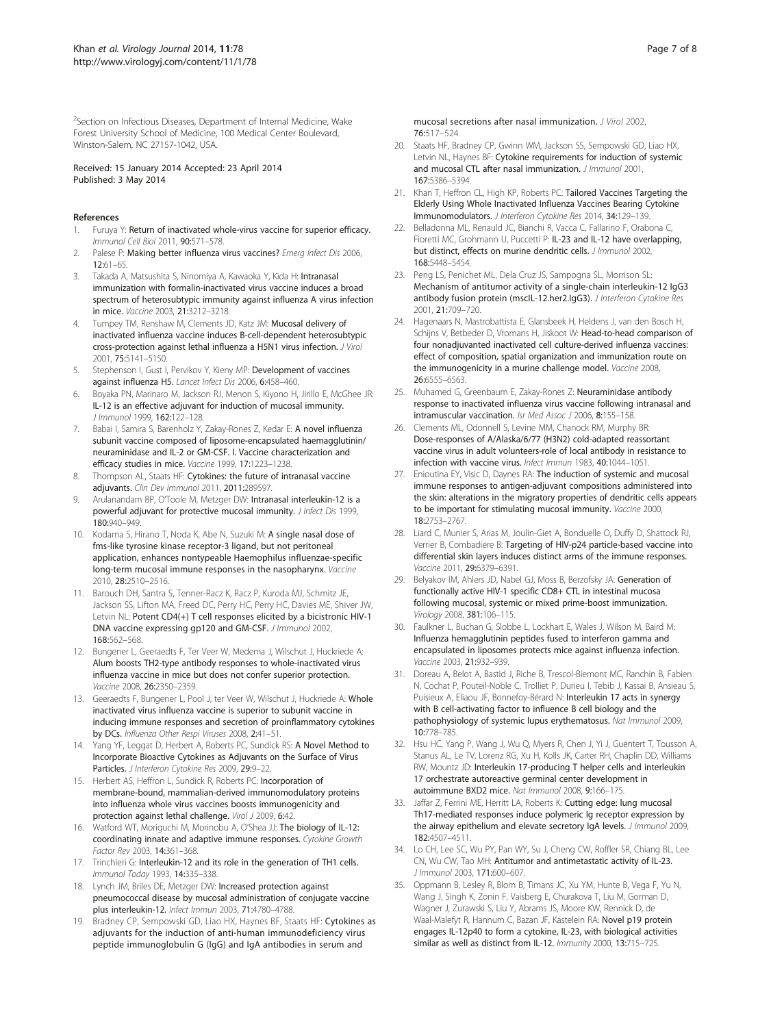[2]Section on Infectious Diseases, Department of Internal Medicine, Wake Forest University School of Medicine, 100 Medical Center Boulevard, Winston-Salem, NC 27157-1042, USA.

Received: 15 January 2014 Accepted: 23 April 2014
Published: 3 May 2014

## References

1. Furuya Y: **Return of inactivated whole-virus vaccine for superior efficacy.** *Immunol Cell Biol* 2011, **90:**571–578.
2. Palese P: **Making better influenza virus vaccines?** *Emerg Infect Dis* 2006, **12:**61–65.
3. Takada A, Matsushita S, Ninomiya A, Kawaoka Y, Kida H: **Intranasal immunization with formalin-inactivated virus vaccine induces a broad spectrum of heterosubtypic immunity against influenza A virus infection in mice.** *Vaccine* 2003, **21:**3212–3218.
4. Tumpey TM, Renshaw M, Clements JD, Katz JM: **Mucosal delivery of inactivated influenza vaccine induces B-cell-dependent heterosubtypic cross-protection against lethal influenza a H5N1 virus infection.** *J Virol* 2001, **75:**5141–5150.
5. Stephenson I, Gust I, Pervikov Y, Kieny MP: **Development of vaccines against influenza H5.** *Lancet Infect Dis* 2006, **6:**458–460.
6. Boyaka PN, Marinaro M, Jackson RJ, Menon S, Kiyono H, Jirillo E, McGhee JR: **IL-12 is an effective adjuvant for induction of mucosal immunity.** *J Immunol* 1999, **162:**122–128.
7. Babai I, Samira S, Barenholz Y, Zakay-Rones Z, Kedar E: **A novel influenza subunit vaccine composed of liposome-encapsulated haemagglutinin/ neuraminidase and IL-2 or GM-CSF. I. Vaccine characterization and efficacy studies in mice.** *Vaccine* 1999, **17:**1223–1238.
8. Thompson AL, Staats HF: **Cytokines: the future of intranasal vaccine adjuvants.** *Clin Dev Immunol* 2011, **2011:**289597.
9. Arulanandam BP, O'Toole M, Metzger DW: **Intranasal interleukin-12 is a powerful adjuvant for protective mucosal immunity.** *J Infect Dis* 1999, **180:**940–949.
10. Kodama S, Hirano T, Noda K, Abe N, Suzuki M: **A single nasal dose of fms-like tyrosine kinase receptor-3 ligand, but not peritoneal application, enhances nontypeable Haemophilus influenzae-specific long-term mucosal immune responses in the nasopharynx.** *Vaccine* 2010, **28:**2510–2516.
11. Barouch DH, Santra S, Tenner-Racz K, Racz P, Kuroda MJ, Schmitz JE, Jackson SS, Lifton MA, Freed DC, Perry HC, Perry HC, Davies ME, Shiver JW, Letvin NL: **Potent CD4(+) T cell responses elicited by a bicistronic HIV-1 DNA vaccine expressing gp120 and GM-CSF.** *J Immunol* 2002, **168:**562–568.
12. Bungener L, Geeraedts F, Ter Veer W, Medema J, Wilschut J, Huckriede A: **Alum boosts TH2-type antibody responses to whole-inactivated virus influenza vaccine in mice but does not confer superior protection.** *Vaccine* 2008, **26:**2350–2359.
13. Geeraedts F, Bungener L, Pool J, ter Veer W, Wilschut J, Huckriede A: **Whole inactivated virus influenza vaccine is superior to subunit vaccine in inducing immune responses and secretion of proinflammatory cytokines by DCs.** *Influenza Other Respi Viruses* 2008, **2:**41–51.
14. Yang YF, Leggat D, Herbert A, Roberts PC, Sundick RS: **A Novel Method to Incorporate Bioactive Cytokines as Adjuvants on the Surface of Virus Particles.** *J Interferon Cytokine Res* 2009, **29:**9–22.
15. Herbert AS, Heffron L, Sundick R, Roberts PC: **Incorporation of membrane-bound, mammalian-derived immunomodulatory proteins into influenza whole virus vaccines boosts immunogenicity and protection against lethal challenge.** *Virol J* 2009, **6:**42.
16. Watford WT, Moriguchi M, Morinobu A, O'Shea JJ: **The biology of IL-12: coordinating innate and adaptive immune responses.** *Cytokine Growth Factor Rev* 2003, **14:**361–368.
17. Trinchieri G: **Interleukin-12 and its role in the generation of TH1 cells.** *Immunol Today* 1993, **14:**335–338.
18. Lynch JM, Briles DE, Metzger DW: **Increased protection against pneumococcal disease by mucosal administration of conjugate vaccine plus interleukin-12.** *Infect Immun* 2003, **71:**4780–4788.
19. Bradney CP, Sempowski GD, Liao HX, Haynes BF, Staats HF: **Cytokines as adjuvants for the induction of anti-human immunodeficiency virus peptide immunoglobulin G (IgG) and IgA antibodies in serum and mucosal secretions after nasal immunization.** *J Virol* 2002, **76:**517–524.
20. Staats HF, Bradney CP, Gwinn WM, Jackson SS, Sempowski GD, Liao HX, Letvin NL, Haynes BF: **Cytokine requirements for induction of systemic and mucosal CTL after nasal immunization.** *J Immunol* 2001, **167:**5386–5394.
21. Khan T, Heffron CL, High KP, Roberts PC: **Tailored Vaccines Targeting the Elderly Using Whole Inactivated Influenza Vaccines Bearing Cytokine Immunomodulators.** *J Interferon Cytokine Res* 2014, **34:**129–139.
22. Belladonna ML, Renauld JC, Bianchi R, Vacca C, Fallarino F, Orabona C, Fioretti MC, Grohmann U, Puccetti P: **IL-23 and IL-12 have overlapping, but distinct, effects on murine dendritic cells.** *J Immunol* 2002, **168:**5448–5454.
23. Peng LS, Penichet ML, Dela Cruz JS, Sampogna SL, Morrison SL: **Mechanism of antitumor activity of a single-chain interleukin-12 IgG3 antibody fusion protein (mscIL-12.her2.IgG3).** *J Interferon Cytokine Res* 2001, **21:**709–720.
24. Hagenaars N, Mastrobattista E, Glansbeek H, Heldens J, van den Bosch H, Schijns V, Betbeder D, Vromans H, Jiskoot W: **Head-to-head comparison of four nonadjuvanted inactivated cell culture-derived influenza vaccines: effect of composition, spatial organization and immunization route on the immunogenicity in a murine challenge model.** *Vaccine* 2008, **26:**6555–6563.
25. Muhamed G, Greenbaum E, Zakay-Rones Z: **Neuraminidase antibody response to inactivated influenza virus vaccine following intranasal and intramuscular vaccination.** *Isr Med Assoc J* 2006, **8:**155–158.
26. Clements ML, Odonnell S, Levine MM, Chanock RM, Murphy BR: **Dose-responses of A/Alaska/6/77 (H3N2) cold-adapted reassortant vaccine virus in adult volunteers-role of local antibody in resistance to infection with vaccine virus.** *Infect Immun* 1983, **40:**1044–1051.
27. Enioutina EY, Visic D, Daynes RA: **The induction of systemic and mucosal immune responses to antigen-adjuvant compositions administered into the skin: alterations in the migratory properties of dendritic cells appears to be important for stimulating mucosal immunity.** *Vaccine* 2000, **18:**2753–2767.
28. Liard C, Munier S, Arias M, Joulin-Giet A, Bonduelle O, Duffy D, Shattock RJ, Verrier B, Combadiere B: **Targeting of HIV-p24 particle-based vaccine into differential skin layers induces distinct arms of the immune responses.** *Vaccine* 2011, **29:**6379–6391.
29. Belyakov IM, Ahlers JD, Nabel GJ, Moss B, Berzofsky JA: **Generation of functionally active HIV-1 specific CD8+ CTL in intestinal mucosa following mucosal, systemic or mixed prime-boost immunization.** *Virology* 2008, **381:**106–115.
30. Faulkner L, Buchan G, Slobbe L, Lockhart E, Wales J, Wilson M, Baird M: **Influenza hemagglutinin peptides fused to interferon gamma and encapsulated in liposomes protects mice against influenza infection.** *Vaccine* 2003, **21:**932–939.
31. Doreau A, Belot A, Bastid J, Riche B, Trescol-Biemont MC, Ranchin B, Fabien N, Cochat P, Pouteil-Noble C, Trolliet P, Durieu I, Tebib J, Kassai B, Ansieau S, Puisieux A, Eliaou JF, Bonnefoy-Bérard N: **Interleukin 17 acts in synergy with B cell-activating factor to influence B cell biology and the pathophysiology of systemic lupus erythematosus.** *Nat Immunol* 2009, **10:**778–785.
32. Hsu HC, Yang P, Wang J, Wu Q, Myers R, Chen J, Yi J, Guentert T, Tousson A, Stanus AL, Le TV, Lorenz RG, Xu H, Kolls JK, Carter RH, Chaplin DD, Williams RW, Mountz JD: **Interleukin 17-producing T helper cells and interleukin 17 orchestrate autoreactive germinal center development in autoimmune BXD2 mice.** *Nat Immunol* 2008, **9:**166–175.
33. Jaffar Z, Ferrini ME, Herritt LA, Roberts K: **Cutting edge: lung mucosal Th17-mediated responses induce polymeric Ig receptor expression by the airway epithelium and elevate secretory IgA levels.** *J Immunol* 2009, **182:**4507–4511.
34. Lo CH, Lee SC, Wu PY, Pan WY, Su J, Cheng CW, Roffler SR, Chiang BL, Lee CN, Wu CW, Tao MH: **Antitumor and antimetastatic activity of IL-23.** *J Immunol* 2003, **171:**600–607.
35. Oppmann B, Lesley R, Blom B, Timans JC, Xu YM, Hunte B, Vega F, Yu N, Wang J, Singh K, Zonin F, Vaisberg E, Churakova T, Liu M, Gorman D, Wagner J, Zurawski S, Liu Y, Abrams JS, Moore KW, Rennick D, de Waal-Malefyt R, Hannum C, Bazan JF, Kastelein RA: **Novel p19 protein engages IL-12p40 to form a cytokine, IL-23, with biological activities similar as well as distinct from IL-12.** *Immunity* 2000, **13:**715–725.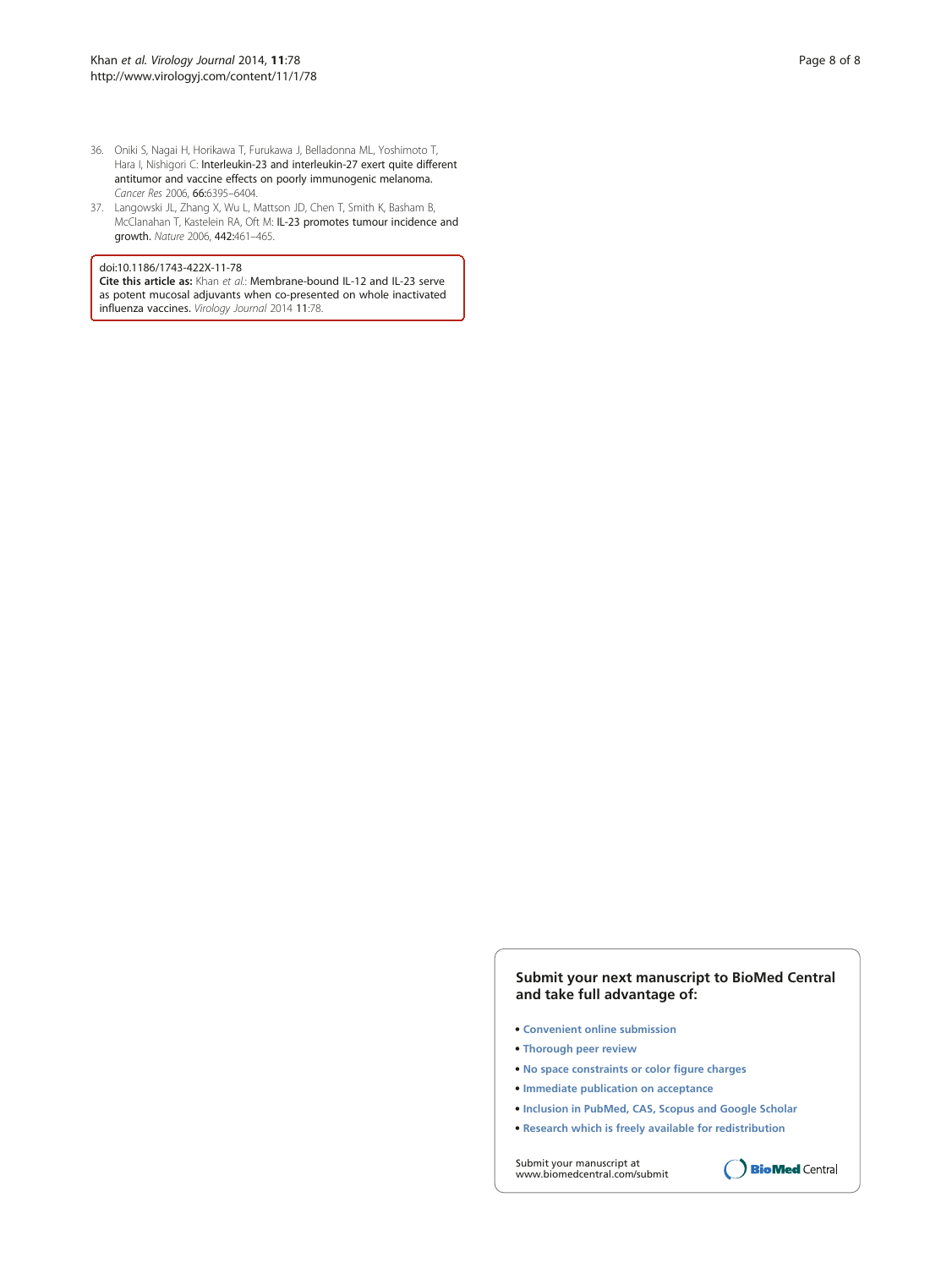36. Oniki S, Nagai H, Horikawa T, Furukawa J, Belladonna ML, Yoshimoto T, Hara I, Nishigori C: **Interleukin-23 and interleukin-27 exert quite different antitumor and vaccine effects on poorly immunogenic melanoma.** *Cancer Res* 2006, **66**:6395–6404.
37. Langowski JL, Zhang X, Wu L, Mattson JD, Chen T, Smith K, Basham B, McClanahan T, Kastelein RA, Oft M: **IL-23 promotes tumour incidence and growth.** *Nature* 2006, **442**:461–465.

doi:10.1186/1743-422X-11-78
**Cite this article as:** Khan *et al.*: Membrane-bound IL-12 and IL-23 serve as potent mucosal adjuvants when co-presented on whole inactivated influenza vaccines. *Virology Journal* 2014 **11**:78.

**Submit your next manuscript to BioMed Central and take full advantage of:**

- **Convenient online submission**
- **Thorough peer review**
- **No space constraints or color figure charges**
- **Immediate publication on acceptance**
- **Inclusion in PubMed, CAS, Scopus and Google Scholar**
- **Research which is freely available for redistribution**

Submit your manuscript at
www.biomedcentral.com/submit

BioMed Central